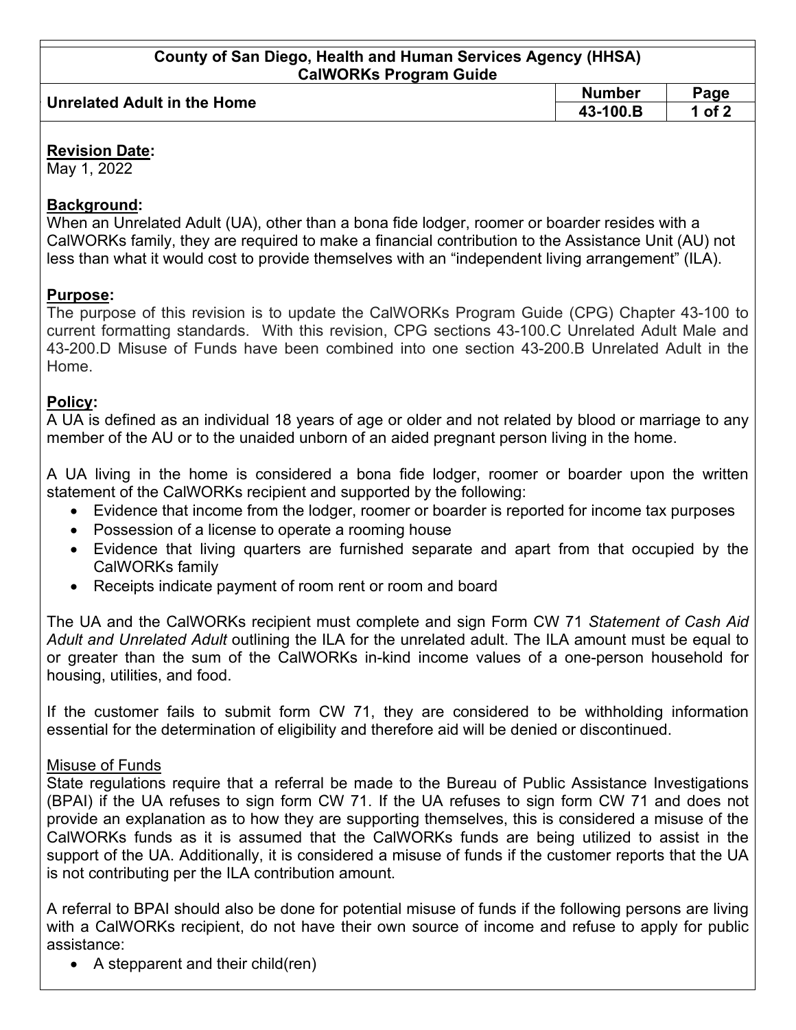**County of San Diego, Health and Human Services Agency (HHSA)**
**CalWORKs Program Guide**

| Unrelated Adult in the Home | Number | Page |
| --- | --- | --- |
| | 43-100.B | 1 of 2 |

**Revision Date:**
May 1, 2022

**Background:**
When an Unrelated Adult (UA), other than a bona fide lodger, roomer or boarder resides with a CalWORKs family, they are required to make a financial contribution to the Assistance Unit (AU) not less than what it would cost to provide themselves with an "independent living arrangement" (ILA).

**Purpose:**
The purpose of this revision is to update the CalWORKs Program Guide (CPG) Chapter 43-100 to current formatting standards. With this revision, CPG sections 43-100.C Unrelated Adult Male and 43-200.D Misuse of Funds have been combined into one section 43-200.B Unrelated Adult in the Home.

**Policy:**
A UA is defined as an individual 18 years of age or older and not related by blood or marriage to any member of the AU or to the unaided unborn of an aided pregnant person living in the home.

A UA living in the home is considered a bona fide lodger, roomer or boarder upon the written statement of the CalWORKs recipient and supported by the following:

- Evidence that income from the lodger, roomer or boarder is reported for income tax purposes
- Possession of a license to operate a rooming house
- Evidence that living quarters are furnished separate and apart from that occupied by the CalWORKs family
- Receipts indicate payment of room rent or room and board

The UA and the CalWORKs recipient must complete and sign Form CW 71 *Statement of Cash Aid Adult and Unrelated Adult* outlining the ILA for the unrelated adult. The ILA amount must be equal to or greater than the sum of the CalWORKs in-kind income values of a one-person household for housing, utilities, and food.

If the customer fails to submit form CW 71, they are considered to be withholding information essential for the determination of eligibility and therefore aid will be denied or discontinued.

Misuse of Funds

State regulations require that a referral be made to the Bureau of Public Assistance Investigations (BPAI) if the UA refuses to sign form CW 71. If the UA refuses to sign form CW 71 and does not provide an explanation as to how they are supporting themselves, this is considered a misuse of the CalWORKs funds as it is assumed that the CalWORKs funds are being utilized to assist in the support of the UA. Additionally, it is considered a misuse of funds if the customer reports that the UA is not contributing per the ILA contribution amount.

A referral to BPAI should also be done for potential misuse of funds if the following persons are living with a CalWORKs recipient, do not have their own source of income and refuse to apply for public assistance:

- A stepparent and their child(ren)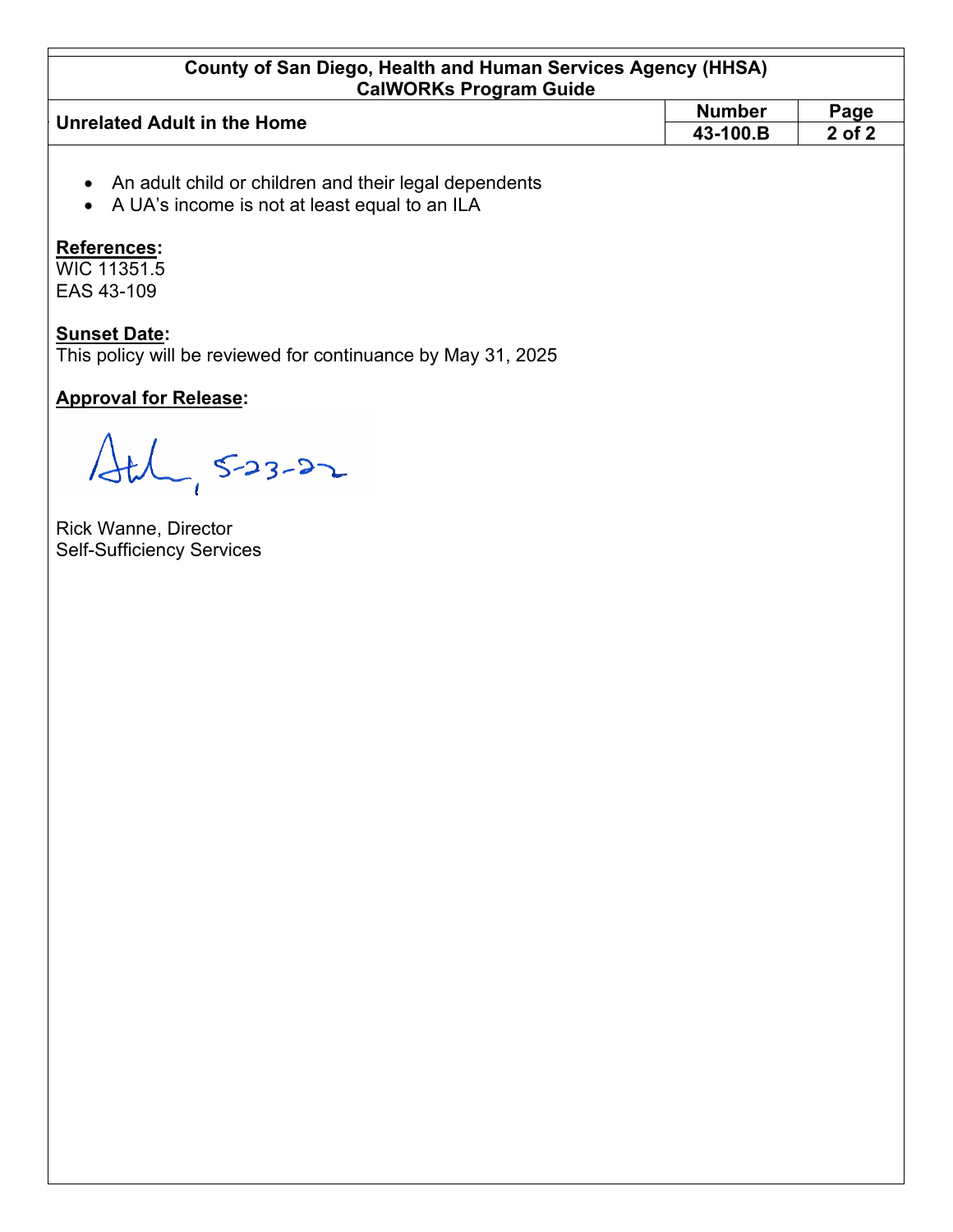- An adult child or children and their legal dependents
- A UA's income is not at least equal to an ILA

**References:**
WIC 11351.5
EAS 43-109

**Sunset Date:**
This policy will be reviewed for continuance by May 31, 2025

**Approval for Release:**

5-23-22

Rick Wanne, Director
Self-Sufficiency Services